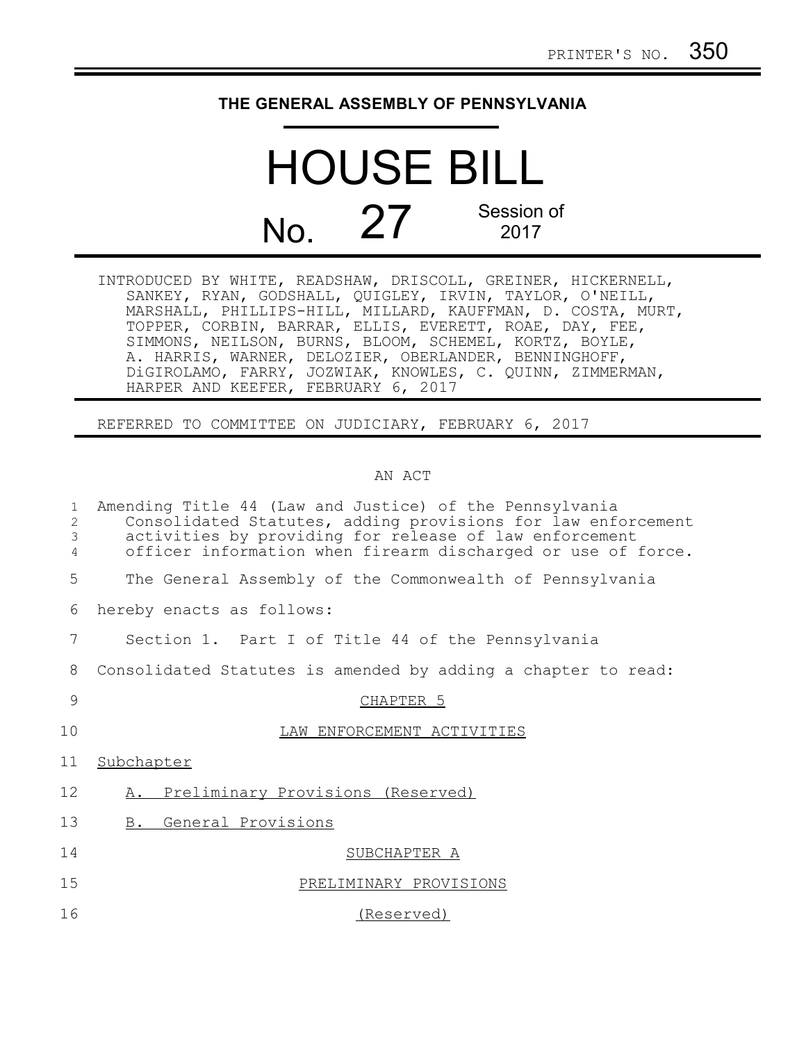PRINTER'S NO. 350

# THE GENERAL ASSEMBLY OF PENNSYLVANIA

# HOUSE BILL

# No. 27

Session of 2017

INTRODUCED BY WHITE, READSHAW, DRISCOLL, GREINER, HICKERNELL, SANKEY, RYAN, GODSHALL, QUIGLEY, IRVIN, TAYLOR, O'NEILL, MARSHALL, PHILLIPS-HILL, MILLARD, KAUFFMAN, D. COSTA, MURT, TOPPER, CORBIN, BARRAR, ELLIS, EVERETT, ROAE, DAY, FEE, SIMMONS, NEILSON, BURNS, BLOOM, SCHEMEL, KORTZ, BOYLE, A. HARRIS, WARNER, DELOZIER, OBERLANDER, BENNINGHOFF, DiGIROLAMO, FARRY, JOZWIAK, KNOWLES, C. QUINN, ZIMMERMAN, HARPER AND KEEFER, FEBRUARY 6, 2017

REFERRED TO COMMITTEE ON JUDICIARY, FEBRUARY 6, 2017

AN ACT

1 Amending Title 44 (Law and Justice) of the Pennsylvania
2 Consolidated Statutes, adding provisions for law enforcement
3 activities by providing for release of law enforcement
4 officer information when firearm discharged or use of force.

5 The General Assembly of the Commonwealth of Pennsylvania
6 hereby enacts as follows:

7 Section 1. Part I of Title 44 of the Pennsylvania
8 Consolidated Statutes is amended by adding a chapter to read:

9 CHAPTER 5

10 LAW ENFORCEMENT ACTIVITIES

11 Subchapter

12 A. Preliminary Provisions (Reserved)

13 B. General Provisions

14 SUBCHAPTER A

15 PRELIMINARY PROVISIONS

16 (Reserved)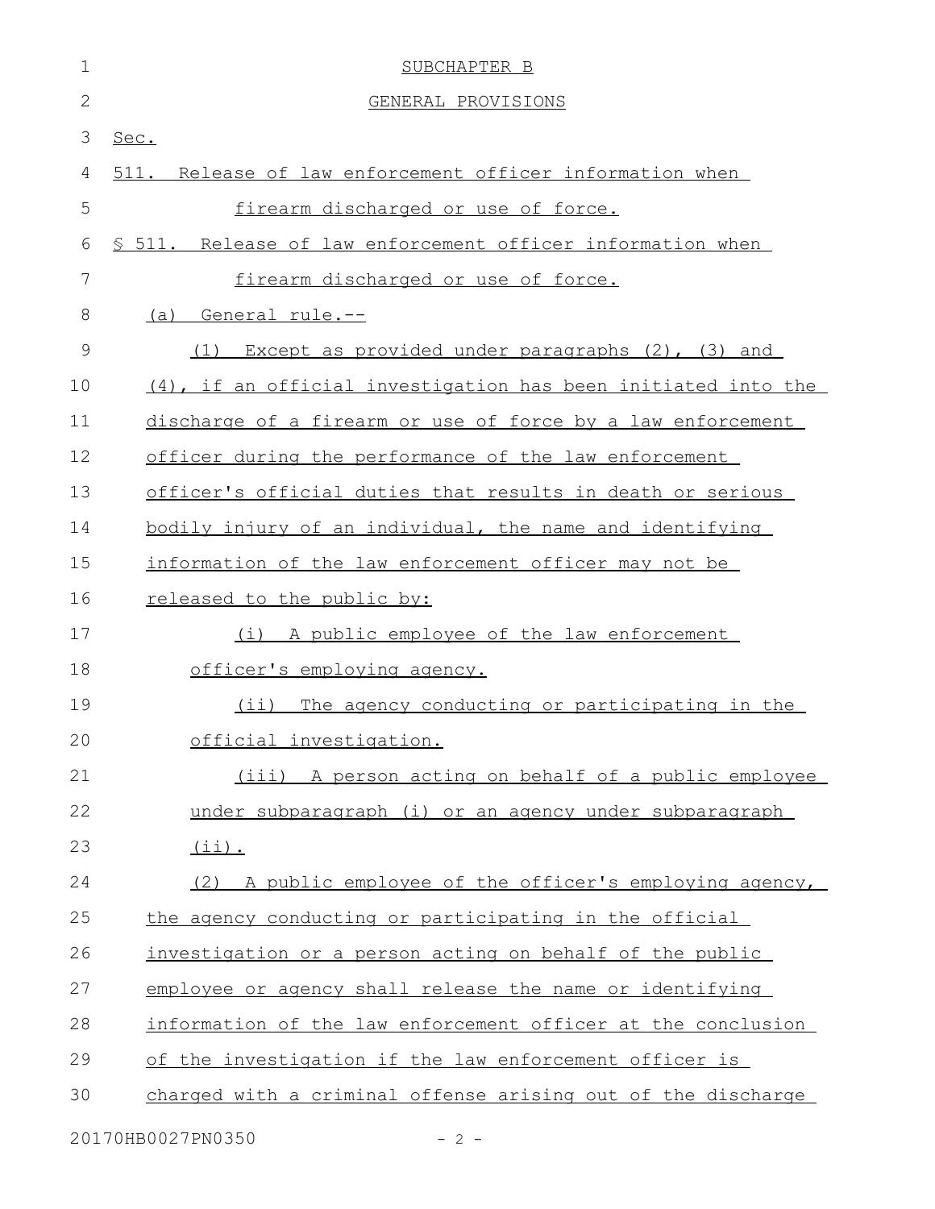SUBCHAPTER B

GENERAL PROVISIONS

Sec.

511. Release of law enforcement officer information when firearm discharged or use of force.

§ 511. Release of law enforcement officer information when firearm discharged or use of force.

(a) General rule.--

(1) Except as provided under paragraphs (2), (3) and (4), if an official investigation has been initiated into the discharge of a firearm or use of force by a law enforcement officer during the performance of the law enforcement officer's official duties that results in death or serious bodily injury of an individual, the name and identifying information of the law enforcement officer may not be released to the public by:

(i) A public employee of the law enforcement officer's employing agency.

(ii) The agency conducting or participating in the official investigation.

(iii) A person acting on behalf of a public employee under subparagraph (i) or an agency under subparagraph (ii).

(2) A public employee of the officer's employing agency, the agency conducting or participating in the official investigation or a person acting on behalf of the public employee or agency shall release the name or identifying information of the law enforcement officer at the conclusion of the investigation if the law enforcement officer is charged with a criminal offense arising out of the discharge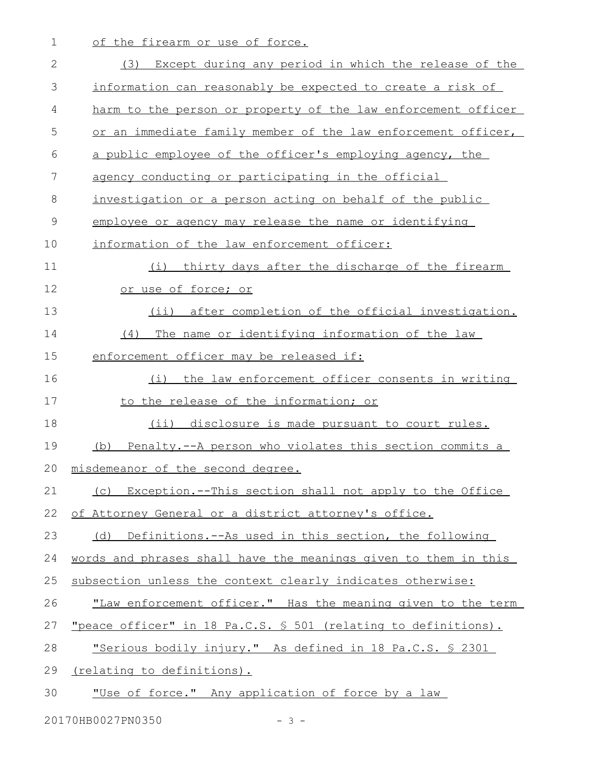of the firearm or use of force.

(3) Except during any period in which the release of the information can reasonably be expected to create a risk of harm to the person or property of the law enforcement officer or an immediate family member of the law enforcement officer, a public employee of the officer's employing agency, the agency conducting or participating in the official investigation or a person acting on behalf of the public employee or agency may release the name or identifying information of the law enforcement officer:

(i) thirty days after the discharge of the firearm or use of force; or

(ii) after completion of the official investigation.

(4) The name or identifying information of the law enforcement officer may be released if:

(i) the law enforcement officer consents in writing to the release of the information; or

(ii) disclosure is made pursuant to court rules.

(b) Penalty.--A person who violates this section commits a misdemeanor of the second degree.

(c) Exception.--This section shall not apply to the Office of Attorney General or a district attorney's office.

(d) Definitions.--As used in this section, the following words and phrases shall have the meanings given to them in this subsection unless the context clearly indicates otherwise:

"Law enforcement officer." Has the meaning given to the term "peace officer" in 18 Pa.C.S. § 501 (relating to definitions).

"Serious bodily injury." As defined in 18 Pa.C.S. § 2301 (relating to definitions).

"Use of force." Any application of force by a law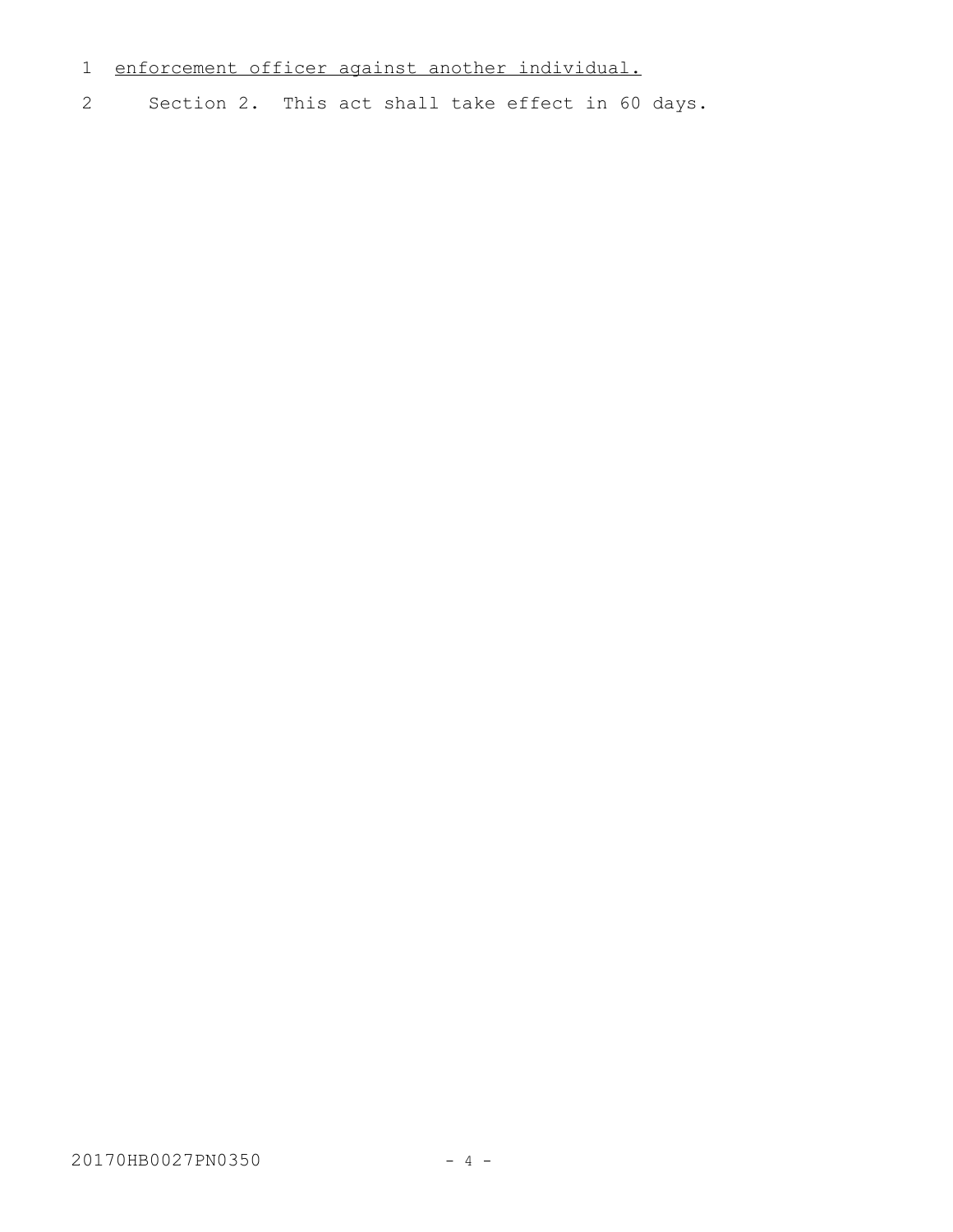enforcement officer against another individual.

Section 2. This act shall take effect in 60 days.